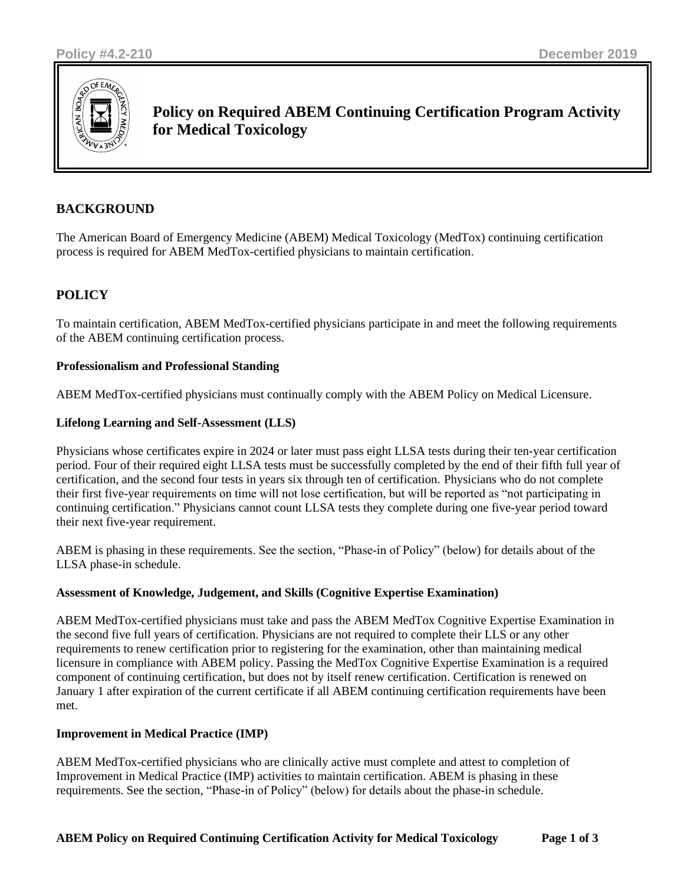Policy #4.2-210 December 2019

# Policy on Required ABEM Continuing Certification Program Activity for Medical Toxicology

## BACKGROUND

The American Board of Emergency Medicine (ABEM) Medical Toxicology (MedTox) continuing certification process is required for ABEM MedTox-certified physicians to maintain certification.

## POLICY

To maintain certification, ABEM MedTox-certified physicians participate in and meet the following requirements of the ABEM continuing certification process.

### Professionalism and Professional Standing

ABEM MedTox-certified physicians must continually comply with the ABEM Policy on Medical Licensure.

### Lifelong Learning and Self-Assessment (LLS)

Physicians whose certificates expire in 2024 or later must pass eight LLSA tests during their ten-year certification period. Four of their required eight LLSA tests must be successfully completed by the end of their fifth full year of certification, and the second four tests in years six through ten of certification. Physicians who do not complete their first five-year requirements on time will not lose certification, but will be reported as "not participating in continuing certification." Physicians cannot count LLSA tests they complete during one five-year period toward their next five-year requirement.

ABEM is phasing in these requirements. See the section, "Phase-in of Policy" (below) for details about of the LLSA phase-in schedule.

### Assessment of Knowledge, Judgement, and Skills (Cognitive Expertise Examination)

ABEM MedTox-certified physicians must take and pass the ABEM MedTox Cognitive Expertise Examination in the second five full years of certification. Physicians are not required to complete their LLS or any other requirements to renew certification prior to registering for the examination, other than maintaining medical licensure in compliance with ABEM policy. Passing the MedTox Cognitive Expertise Examination is a required component of continuing certification, but does not by itself renew certification. Certification is renewed on January 1 after expiration of the current certificate if all ABEM continuing certification requirements have been met.

### Improvement in Medical Practice (IMP)

ABEM MedTox-certified physicians who are clinically active must complete and attest to completion of Improvement in Medical Practice (IMP) activities to maintain certification. ABEM is phasing in these requirements. See the section, "Phase-in of Policy" (below) for details about the phase-in schedule.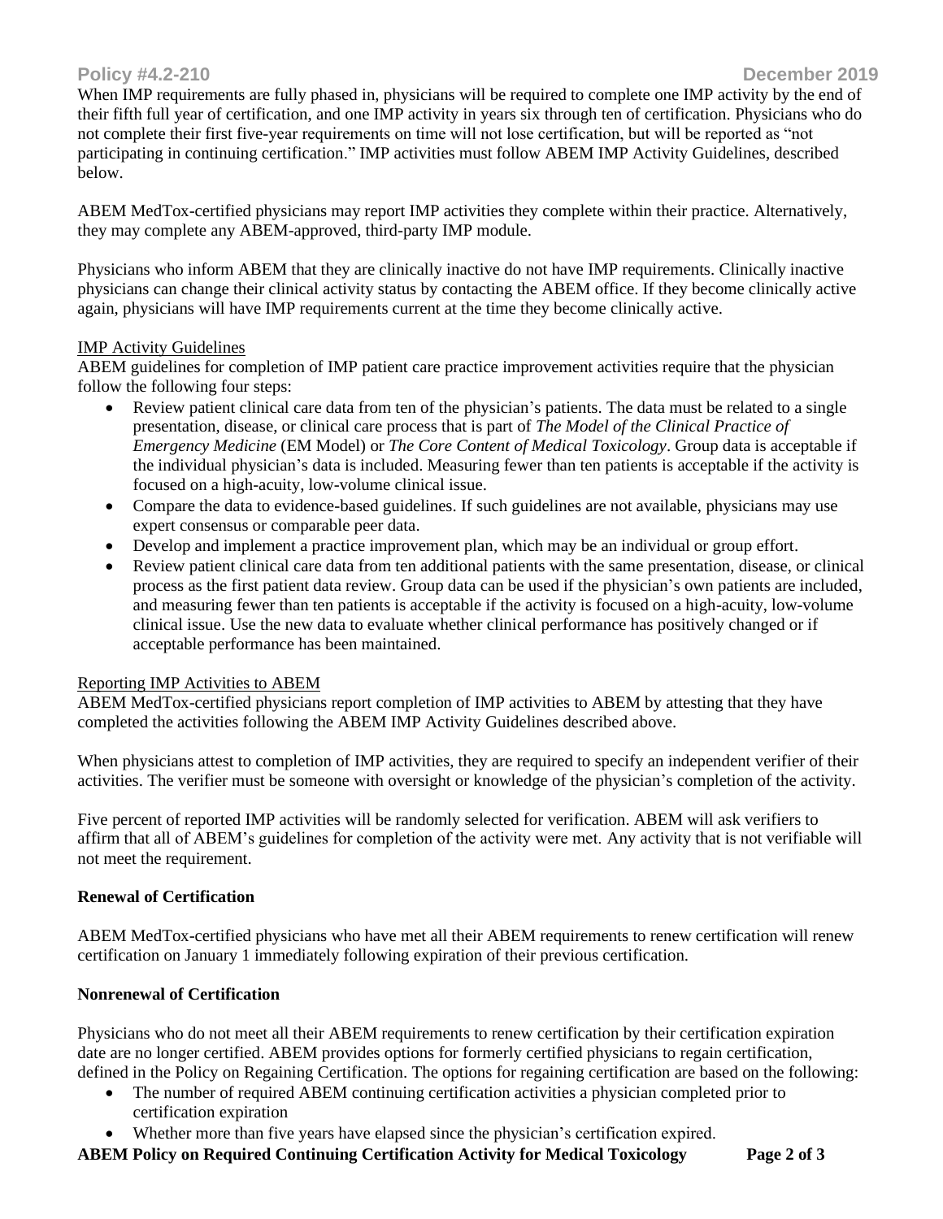When IMP requirements are fully phased in, physicians will be required to complete one IMP activity by the end of their fifth full year of certification, and one IMP activity in years six through ten of certification. Physicians who do not complete their first five-year requirements on time will not lose certification, but will be reported as "not participating in continuing certification." IMP activities must follow ABEM IMP Activity Guidelines, described below.

ABEM MedTox-certified physicians may report IMP activities they complete within their practice. Alternatively, they may complete any ABEM-approved, third-party IMP module.

Physicians who inform ABEM that they are clinically inactive do not have IMP requirements. Clinically inactive physicians can change their clinical activity status by contacting the ABEM office. If they become clinically active again, physicians will have IMP requirements current at the time they become clinically active.

IMP Activity Guidelines

ABEM guidelines for completion of IMP patient care practice improvement activities require that the physician follow the following four steps:

- Review patient clinical care data from ten of the physician's patients. The data must be related to a single presentation, disease, or clinical care process that is part of *The Model of the Clinical Practice of Emergency Medicine* (EM Model) or *The Core Content of Medical Toxicology*. Group data is acceptable if the individual physician's data is included. Measuring fewer than ten patients is acceptable if the activity is focused on a high-acuity, low-volume clinical issue.
- Compare the data to evidence-based guidelines. If such guidelines are not available, physicians may use expert consensus or comparable peer data.
- Develop and implement a practice improvement plan, which may be an individual or group effort.
- Review patient clinical care data from ten additional patients with the same presentation, disease, or clinical process as the first patient data review. Group data can be used if the physician's own patients are included, and measuring fewer than ten patients is acceptable if the activity is focused on a high-acuity, low-volume clinical issue. Use the new data to evaluate whether clinical performance has positively changed or if acceptable performance has been maintained.

Reporting IMP Activities to ABEM

ABEM MedTox-certified physicians report completion of IMP activities to ABEM by attesting that they have completed the activities following the ABEM IMP Activity Guidelines described above.

When physicians attest to completion of IMP activities, they are required to specify an independent verifier of their activities. The verifier must be someone with oversight or knowledge of the physician's completion of the activity.

Five percent of reported IMP activities will be randomly selected for verification. ABEM will ask verifiers to affirm that all of ABEM's guidelines for completion of the activity were met. Any activity that is not verifiable will not meet the requirement.

**Renewal of Certification**

ABEM MedTox-certified physicians who have met all their ABEM requirements to renew certification will renew certification on January 1 immediately following expiration of their previous certification.

**Nonrenewal of Certification**

Physicians who do not meet all their ABEM requirements to renew certification by their certification expiration date are no longer certified. ABEM provides options for formerly certified physicians to regain certification, defined in the Policy on Regaining Certification. The options for regaining certification are based on the following:

- The number of required ABEM continuing certification activities a physician completed prior to certification expiration
- Whether more than five years have elapsed since the physician's certification expired.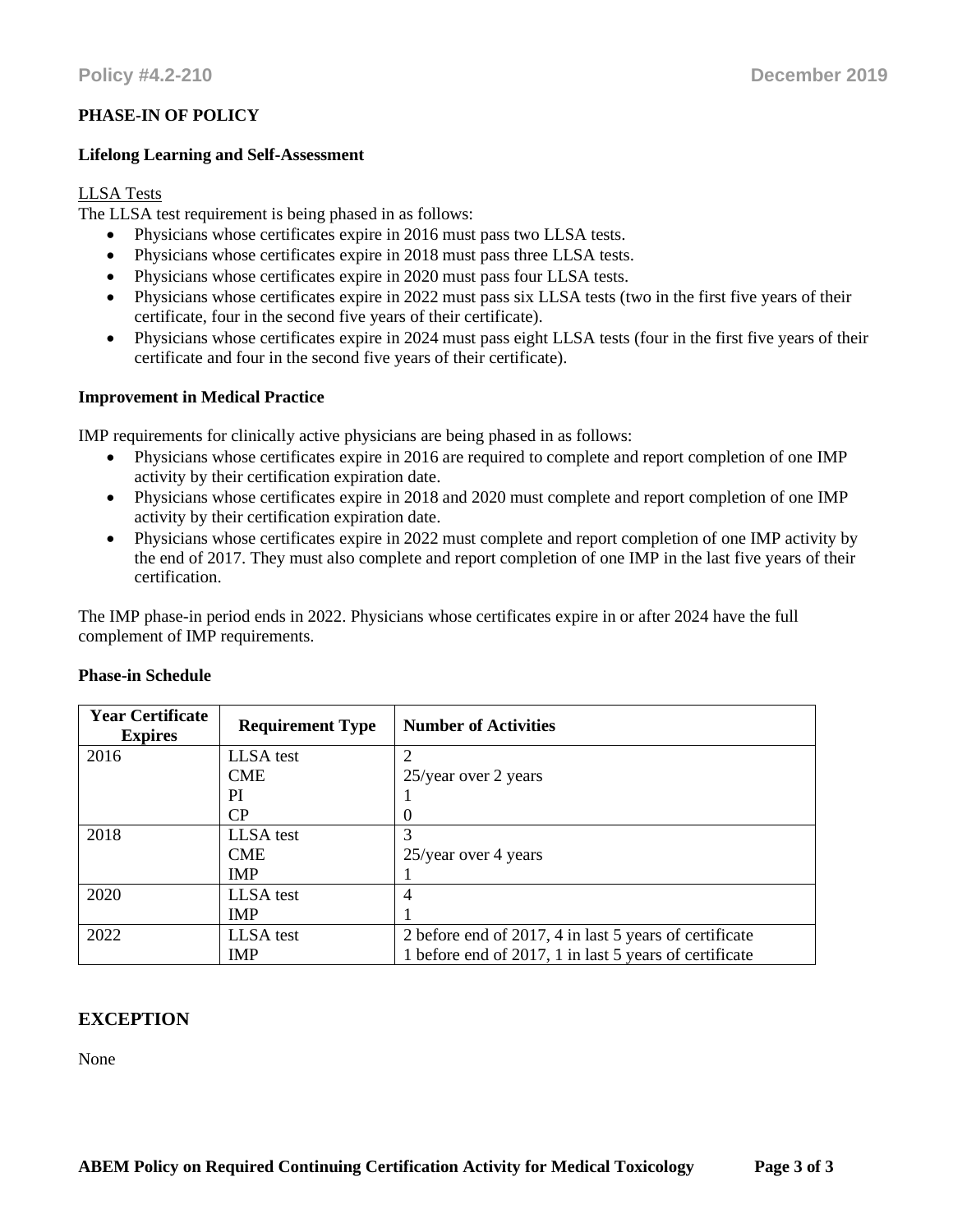## PHASE-IN OF POLICY

### Lifelong Learning and Self-Assessment

LLSA Tests

The LLSA test requirement is being phased in as follows:

- Physicians whose certificates expire in 2016 must pass two LLSA tests.
- Physicians whose certificates expire in 2018 must pass three LLSA tests.
- Physicians whose certificates expire in 2020 must pass four LLSA tests.
- Physicians whose certificates expire in 2022 must pass six LLSA tests (two in the first five years of their certificate, four in the second five years of their certificate).
- Physicians whose certificates expire in 2024 must pass eight LLSA tests (four in the first five years of their certificate and four in the second five years of their certificate).

### Improvement in Medical Practice

IMP requirements for clinically active physicians are being phased in as follows:

- Physicians whose certificates expire in 2016 are required to complete and report completion of one IMP activity by their certification expiration date.
- Physicians whose certificates expire in 2018 and 2020 must complete and report completion of one IMP activity by their certification expiration date.
- Physicians whose certificates expire in 2022 must complete and report completion of one IMP activity by the end of 2017. They must also complete and report completion of one IMP in the last five years of their certification.

The IMP phase-in period ends in 2022. Physicians whose certificates expire in or after 2024 have the full complement of IMP requirements.

### Phase-in Schedule

| Year Certificate Expires | Requirement Type | Number of Activities |
|---|---|---|
| 2016 | LLSA test | 2 |
| | CME | 25/year over 2 years |
| | PI | 1 |
| | CP | 0 |
| 2018 | LLSA test | 3 |
| | CME | 25/year over 4 years |
| | IMP | 1 |
| 2020 | LLSA test | 4 |
| | IMP | 1 |
| 2022 | LLSA test | 2 before end of 2017, 4 in last 5 years of certificate |
| | IMP | 1 before end of 2017, 1 in last 5 years of certificate |

## EXCEPTION

None